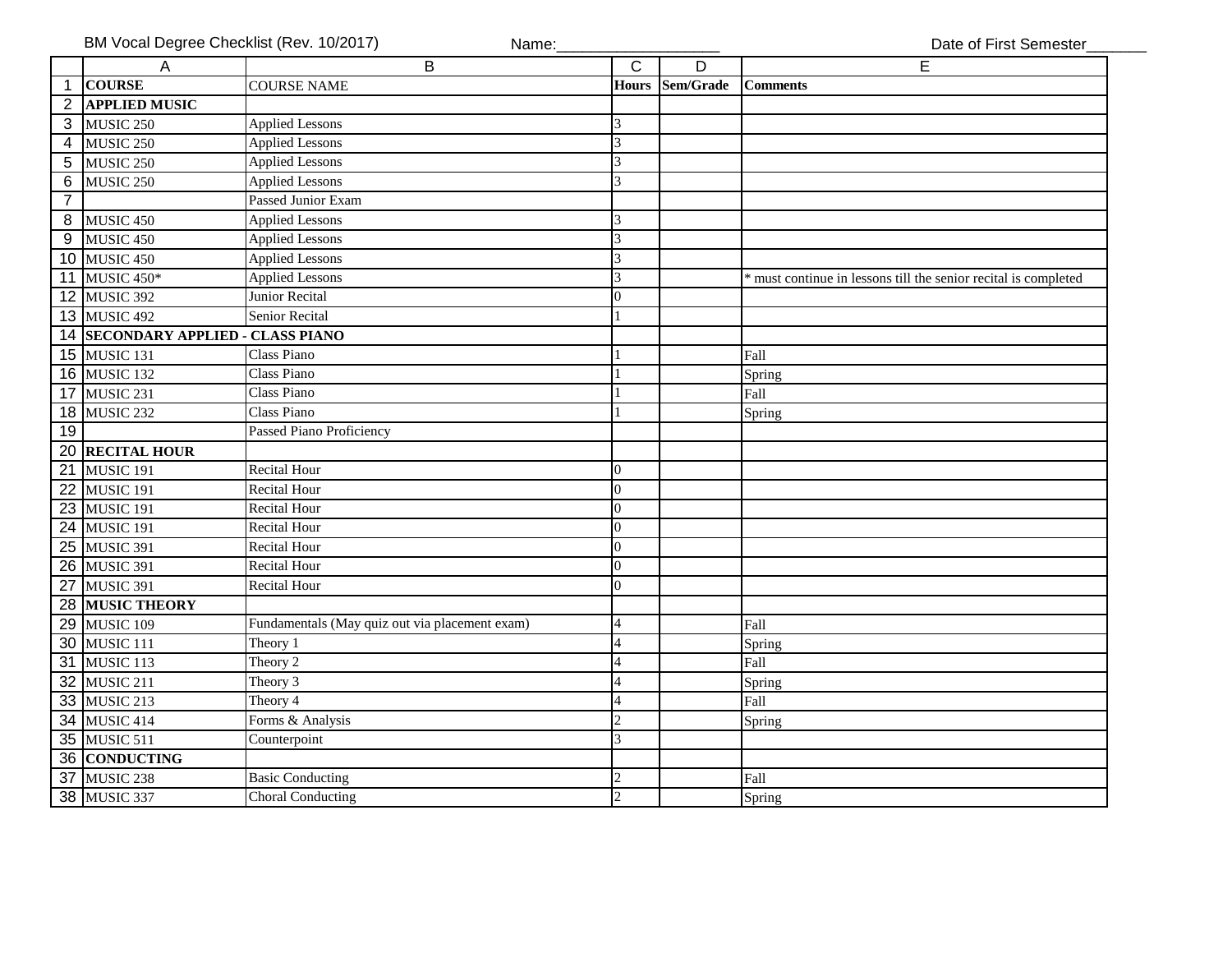BM Vocal Degree Checklist (Rev. 10/2017) Name:__________________ Date of First Semester_______

| | A | B | C | D | E |
|---|---|---|---|---|---|
| 1 | **COURSE** | COURSE NAME | **Hours** | **Sem/Grade** | **Comments** |
| 2 | **APPLIED MUSIC** | | | | |
| 3 | MUSIC 250 | Applied Lessons | 3 | | |
| 4 | MUSIC 250 | Applied Lessons | 3 | | |
| 5 | MUSIC 250 | Applied Lessons | 3 | | |
| 6 | MUSIC 250 | Applied Lessons | 3 | | |
| 7 | | Passed Junior Exam | | | |
| 8 | MUSIC 450 | Applied Lessons | 3 | | |
| 9 | MUSIC 450 | Applied Lessons | 3 | | |
| 10 | MUSIC 450 | Applied Lessons | 3 | | |
| 11 | MUSIC 450* | Applied Lessons | 3 | | * must continue in lessons till the senior recital is completed |
| 12 | MUSIC 392 | Junior Recital | 0 | | |
| 13 | MUSIC 492 | Senior Recital | 1 | | |
| 14 | **SECONDARY APPLIED - CLASS PIANO** | | | | |
| 15 | MUSIC 131 | Class Piano | 1 | | Fall |
| 16 | MUSIC 132 | Class Piano | 1 | | Spring |
| 17 | MUSIC 231 | Class Piano | 1 | | Fall |
| 18 | MUSIC 232 | Class Piano | 1 | | Spring |
| 19 | | Passed Piano Proficiency | | | |
| 20 | **RECITAL HOUR** | | | | |
| 21 | MUSIC 191 | Recital Hour | 0 | | |
| 22 | MUSIC 191 | Recital Hour | 0 | | |
| 23 | MUSIC 191 | Recital Hour | 0 | | |
| 24 | MUSIC 191 | Recital Hour | 0 | | |
| 25 | MUSIC 391 | Recital Hour | 0 | | |
| 26 | MUSIC 391 | Recital Hour | 0 | | |
| 27 | MUSIC 391 | Recital Hour | 0 | | |
| 28 | **MUSIC THEORY** | | | | |
| 29 | MUSIC 109 | Fundamentals (May quiz out via placement exam) | 4 | | Fall |
| 30 | MUSIC 111 | Theory 1 | 4 | | Spring |
| 31 | MUSIC 113 | Theory 2 | 4 | | Fall |
| 32 | MUSIC 211 | Theory 3 | 4 | | Spring |
| 33 | MUSIC 213 | Theory 4 | 4 | | Fall |
| 34 | MUSIC 414 | Forms & Analysis | 2 | | Spring |
| 35 | MUSIC 511 | Counterpoint | 3 | | |
| 36 | **CONDUCTING** | | | | |
| 37 | MUSIC 238 | Basic Conducting | 2 | | Fall |
| 38 | MUSIC 337 | Choral Conducting | 2 | | Spring |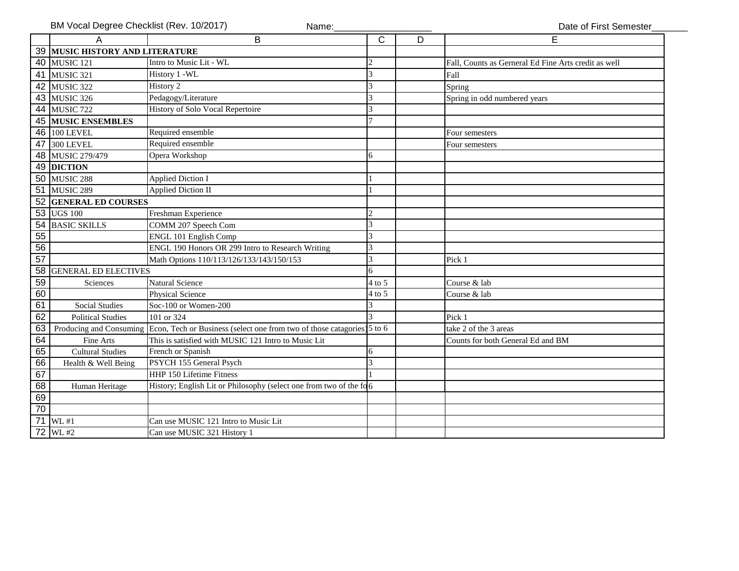BM Vocal Degree Checklist (Rev. 10/2017) Name:__________________ Date of First Semester_______

| | A | B | C | D | E |
|---|---|---|---|---|---|
| 39 | **MUSIC HISTORY AND LITERATURE** | | | | |
| 40 | MUSIC 121 | Intro to Music Lit - WL | 2 | | Fall, Counts as Gerneral Ed Fine Arts credit as well |
| 41 | MUSIC 321 | History 1 -WL | 3 | | Fall |
| 42 | MUSIC 322 | History 2 | 3 | | Spring |
| 43 | MUSIC 326 | Pedagogy/Literature | 3 | | Spring in odd numbered years |
| 44 | MUSIC 722 | History of Solo Vocal Repertoire | 3 | | |
| 45 | **MUSIC ENSEMBLES** | | 7 | | |
| 46 | 100 LEVEL | Required ensemble | | | Four semesters |
| 47 | 300 LEVEL | Required ensemble | | | Four semesters |
| 48 | MUSIC 279/479 | Opera Workshop | 6 | | |
| 49 | **DICTION** | | | | |
| 50 | MUSIC 288 | Applied Diction I | 1 | | |
| 51 | MUSIC 289 | Applied Diction II | 1 | | |
| 52 | **GENERAL ED COURSES** | | | | |
| 53 | UGS 100 | Freshman Experience | 2 | | |
| 54 | BASIC SKILLS | COMM 207 Speech Com | 3 | | |
| 55 | | ENGL 101 English Comp | 3 | | |
| 56 | | ENGL 190 Honors OR 299 Intro to Research Writing | 3 | | |
| 57 | | Math Options 110/113/126/133/143/150/153 | 3 | | Pick 1 |
| 58 | GENERAL ED ELECTIVES | | 6 | | |
| 59 | Sciences | Natural Science | 4 to 5 | | Course & lab |
| 60 | | Physical Science | 4 to 5 | | Course & lab |
| 61 | Social Studies | Soc-100 or Women-200 | 3 | | |
| 62 | Political Studies | 101 or 324 | 3 | | Pick 1 |
| 63 | Producing and Consuming | Econ, Tech or Business (select one from two of those catagories) | 5 to 6 | | take 2 of the 3 areas |
| 64 | Fine Arts | This is satisfied with MUSIC 121 Intro to Music Lit | | | Counts for both General Ed and BM |
| 65 | Cultural Studies | French or Spanish | 6 | | |
| 66 | Health & Well Being | PSYCH 155 General Psych | 3 | | |
| 67 | | HHP 150 Lifetime Fitness | 1 | | |
| 68 | Human Heritage | History; English Lit or Philosophy (select one from two of the fo | 6 | | |
| 69 | | | | | |
| 70 | | | | | |
| 71 | WL #1 | Can use MUSIC 121 Intro to Music Lit | | | |
| 72 | WL #2 | Can use MUSIC 321 History 1 | | | |